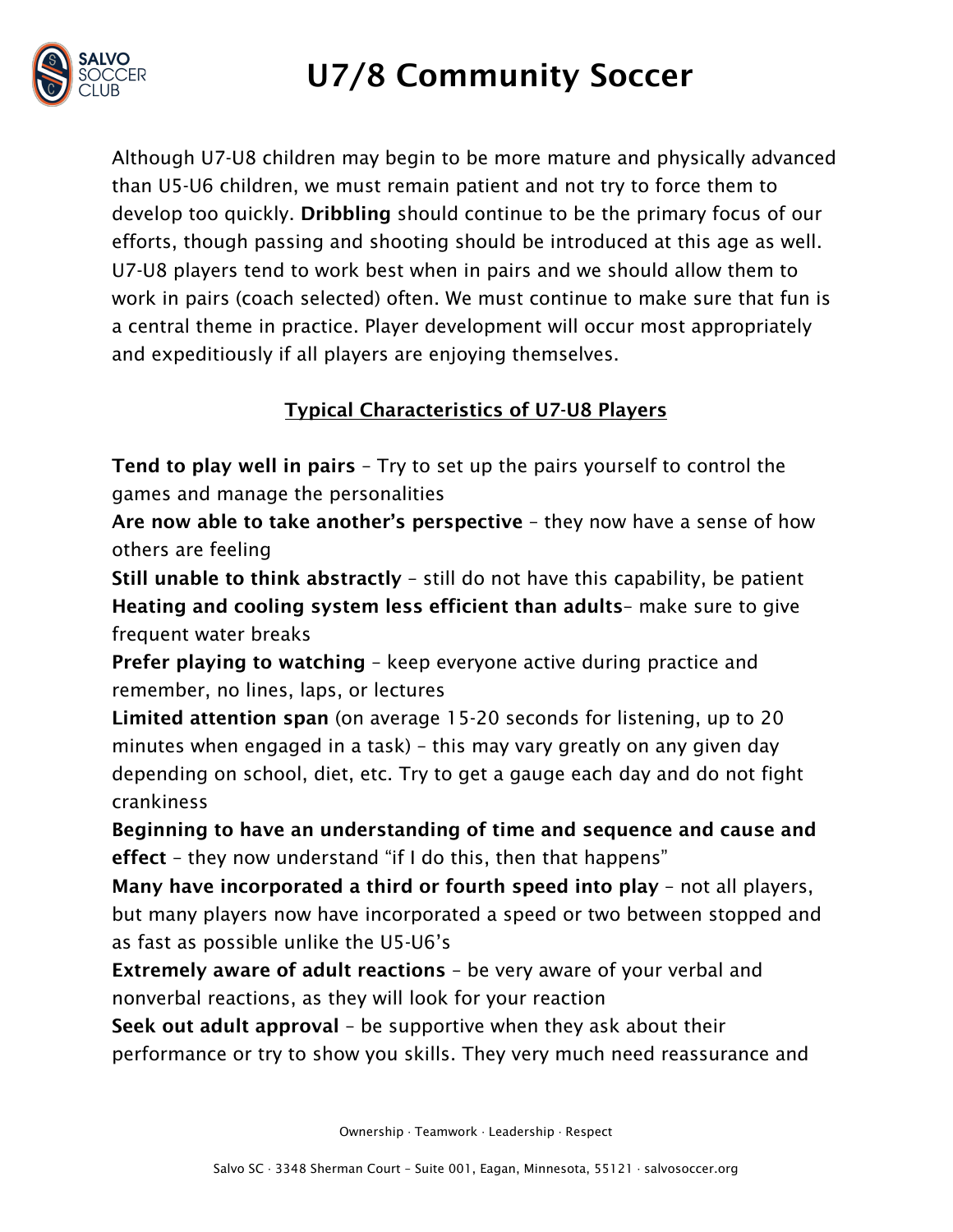# U7/8 Community Soccer

Although U7-U8 children may begin to be more mature and physically advanced than U5-U6 children, we must remain patient and not try to force them to develop too quickly. **Dribbling** should continue to be the primary focus of our efforts, though passing and shooting should be introduced at this age as well. U7-U8 players tend to work best when in pairs and we should allow them to work in pairs (coach selected) often. We must continue to make sure that fun is a central theme in practice. Player development will occur most appropriately and expeditiously if all players are enjoying themselves.

## Typical Characteristics of U7-U8 Players

**Tend to play well in pairs** – Try to set up the pairs yourself to control the games and manage the personalities

**Are now able to take another's perspective** – they now have a sense of how others are feeling

**Still unable to think abstractly** – still do not have this capability, be patient

**Heating and cooling system less efficient than adults**– make sure to give frequent water breaks

**Prefer playing to watching** – keep everyone active during practice and remember, no lines, laps, or lectures

**Limited attention span** (on average 15-20 seconds for listening, up to 20 minutes when engaged in a task) – this may vary greatly on any given day depending on school, diet, etc. Try to get a gauge each day and do not fight crankiness

**Beginning to have an understanding of time and sequence and cause and effect** – they now understand "if I do this, then that happens"

**Many have incorporated a third or fourth speed into play** – not all players, but many players now have incorporated a speed or two between stopped and as fast as possible unlike the U5-U6's

**Extremely aware of adult reactions** – be very aware of your verbal and nonverbal reactions, as they will look for your reaction

**Seek out adult approval** – be supportive when they ask about their performance or try to show you skills. They very much need reassurance and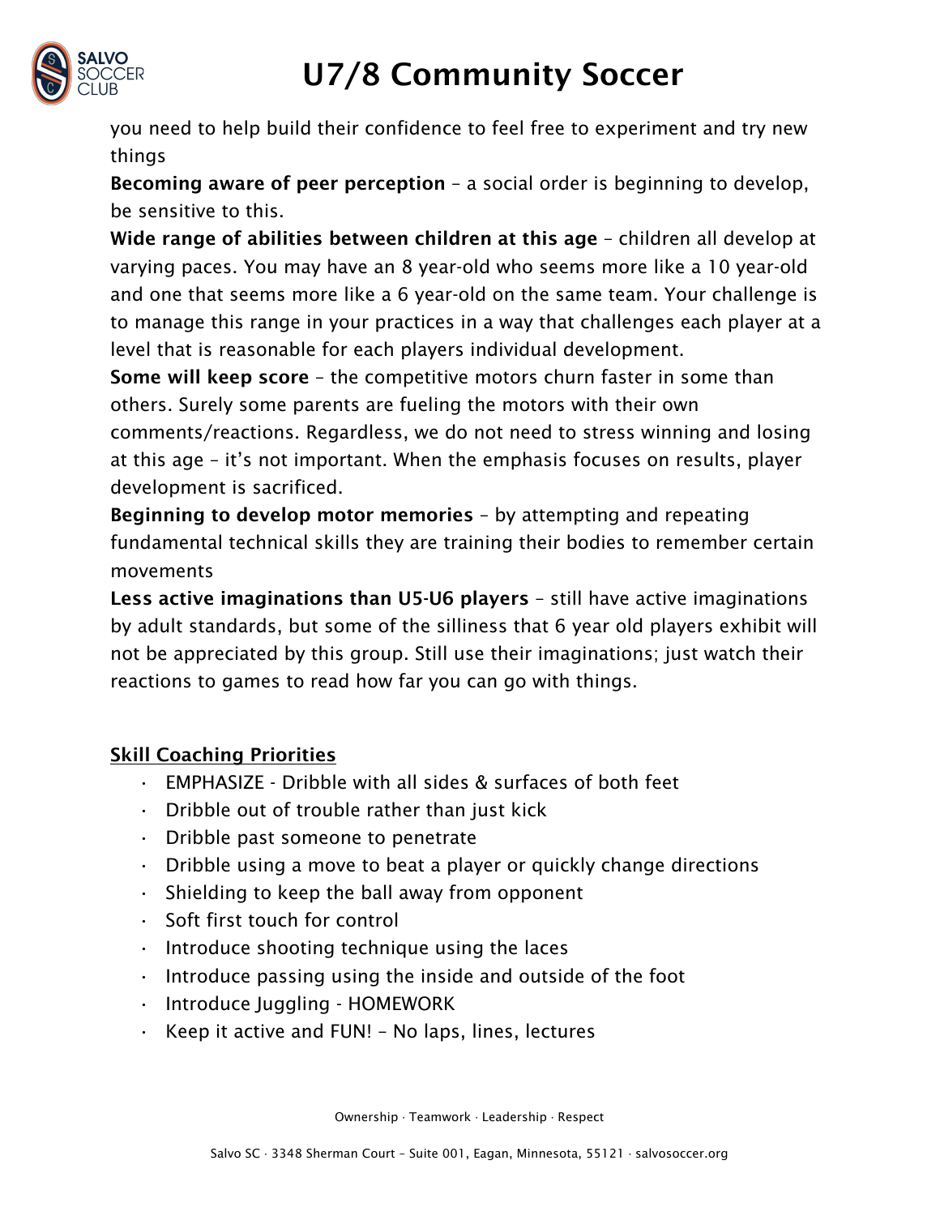you need to help build their confidence to feel free to experiment and try new things

**Becoming aware of peer perception** – a social order is beginning to develop, be sensitive to this.

**Wide range of abilities between children at this age** – children all develop at varying paces. You may have an 8 year-old who seems more like a 10 year-old and one that seems more like a 6 year-old on the same team. Your challenge is to manage this range in your practices in a way that challenges each player at a level that is reasonable for each players individual development.

**Some will keep score** – the competitive motors churn faster in some than others. Surely some parents are fueling the motors with their own comments/reactions. Regardless, we do not need to stress winning and losing at this age – it's not important. When the emphasis focuses on results, player development is sacrificed.

**Beginning to develop motor memories** – by attempting and repeating fundamental technical skills they are training their bodies to remember certain movements

**Less active imaginations than U5-U6 players** – still have active imaginations by adult standards, but some of the silliness that 6 year old players exhibit will not be appreciated by this group. Still use their imaginations; just watch their reactions to games to read how far you can go with things.

## Skill Coaching Priorities

- EMPHASIZE - Dribble with all sides & surfaces of both feet
- Dribble out of trouble rather than just kick
- Dribble past someone to penetrate
- Dribble using a move to beat a player or quickly change directions
- Shielding to keep the ball away from opponent
- Soft first touch for control
- Introduce shooting technique using the laces
- Introduce passing using the inside and outside of the foot
- Introduce Juggling - HOMEWORK
- Keep it active and FUN! – No laps, lines, lectures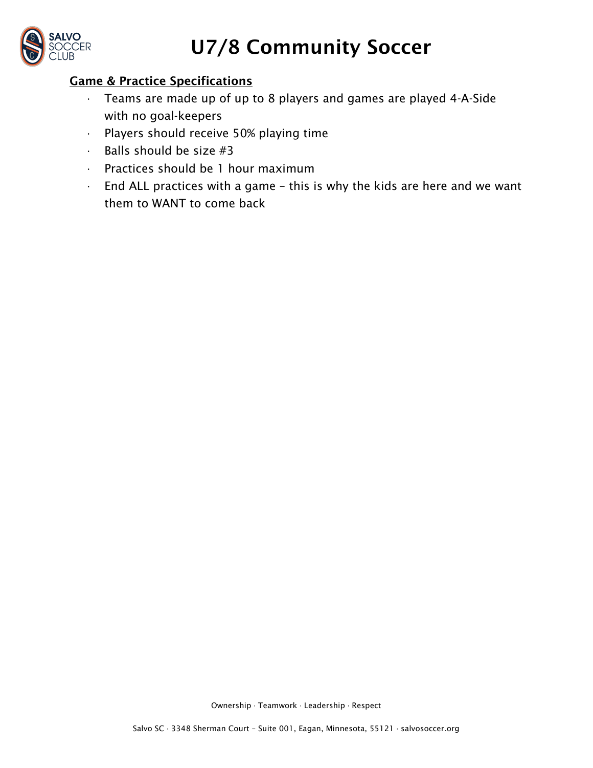# U7/8 Community Soccer

**Game & Practice Specifications**

- Teams are made up of up to 8 players and games are played 4-A-Side with no goal-keepers
- Players should receive 50% playing time
- Balls should be size #3
- Practices should be 1 hour maximum
- End ALL practices with a game – this is why the kids are here and we want them to WANT to come back

Ownership · Teamwork · Leadership · Respect

Salvo SC · 3348 Sherman Court – Suite 001, Eagan, Minnesota, 55121 · salvosoccer.org